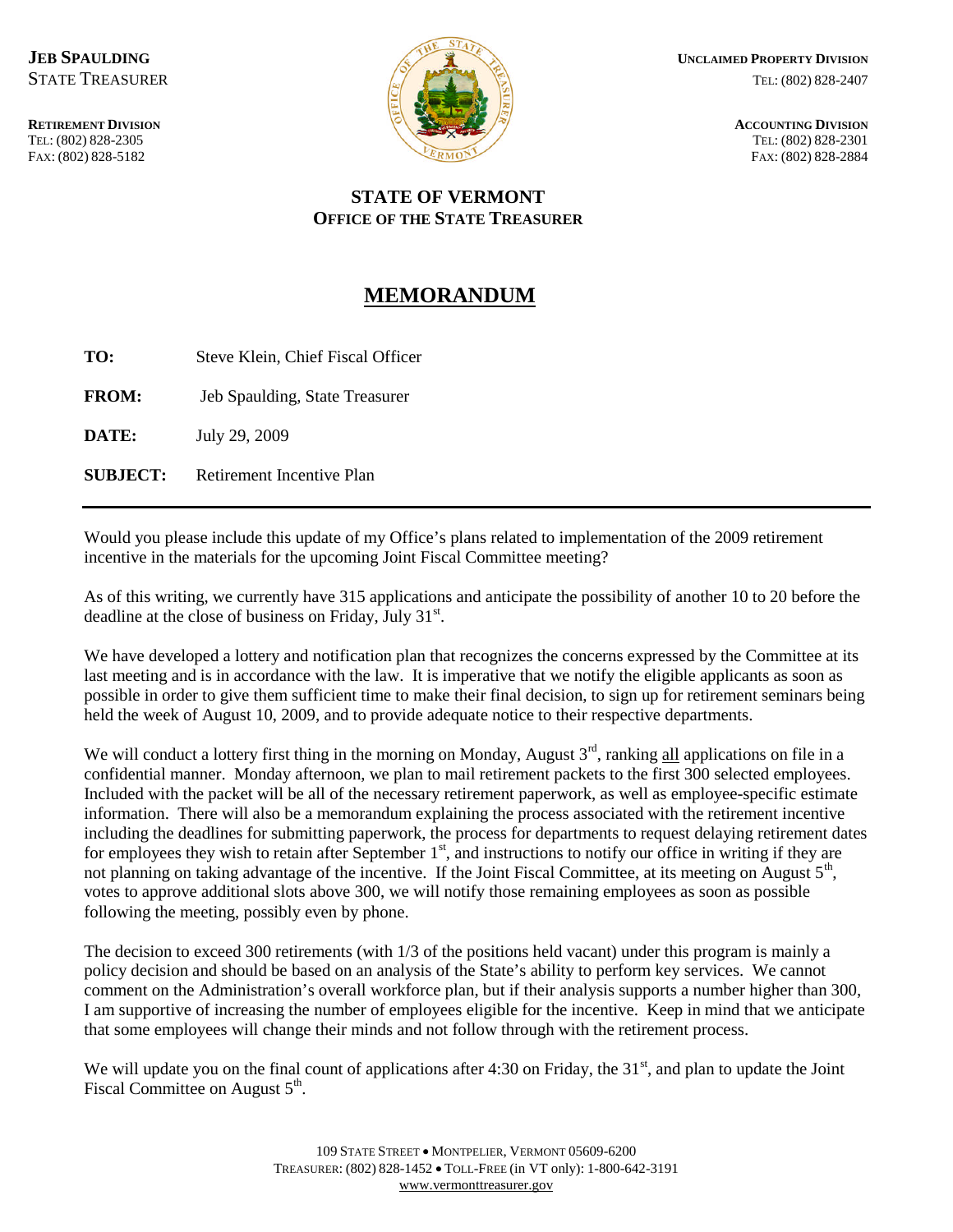**JEB SPAULDING**
STATE TREASURER

**RETIREMENT DIVISION**
TEL: (802) 828-2305
FAX: (802) 828-5182

**UNCLAIMED PROPERTY DIVISION**
TEL: (802) 828-2407

**ACCOUNTING DIVISION**
TEL: (802) 828-2301
FAX: (802) 828-2884

**STATE OF VERMONT**
**OFFICE OF THE STATE TREASURER**

# MEMORANDUM

**TO:** Steve Klein, Chief Fiscal Officer

**FROM:** Jeb Spaulding, State Treasurer

**DATE:** July 29, 2009

**SUBJECT:** Retirement Incentive Plan

---

Would you please include this update of my Office's plans related to implementation of the 2009 retirement incentive in the materials for the upcoming Joint Fiscal Committee meeting?

As of this writing, we currently have 315 applications and anticipate the possibility of another 10 to 20 before the deadline at the close of business on Friday, July 31st.

We have developed a lottery and notification plan that recognizes the concerns expressed by the Committee at its last meeting and is in accordance with the law. It is imperative that we notify the eligible applicants as soon as possible in order to give them sufficient time to make their final decision, to sign up for retirement seminars being held the week of August 10, 2009, and to provide adequate notice to their respective departments.

We will conduct a lottery first thing in the morning on Monday, August 3rd, ranking all applications on file in a confidential manner. Monday afternoon, we plan to mail retirement packets to the first 300 selected employees. Included with the packet will be all of the necessary retirement paperwork, as well as employee-specific estimate information. There will also be a memorandum explaining the process associated with the retirement incentive including the deadlines for submitting paperwork, the process for departments to request delaying retirement dates for employees they wish to retain after September 1st, and instructions to notify our office in writing if they are not planning on taking advantage of the incentive. If the Joint Fiscal Committee, at its meeting on August 5th, votes to approve additional slots above 300, we will notify those remaining employees as soon as possible following the meeting, possibly even by phone.

The decision to exceed 300 retirements (with 1/3 of the positions held vacant) under this program is mainly a policy decision and should be based on an analysis of the State's ability to perform key services. We cannot comment on the Administration's overall workforce plan, but if their analysis supports a number higher than 300, I am supportive of increasing the number of employees eligible for the incentive. Keep in mind that we anticipate that some employees will change their minds and not follow through with the retirement process.

We will update you on the final count of applications after 4:30 on Friday, the 31st, and plan to update the Joint Fiscal Committee on August 5th.

109 STATE STREET • MONTPELIER, VERMONT 05609-6200
TREASURER: (802) 828-1452 • TOLL-FREE (in VT only): 1-800-642-3191
www.vermonttreasurer.gov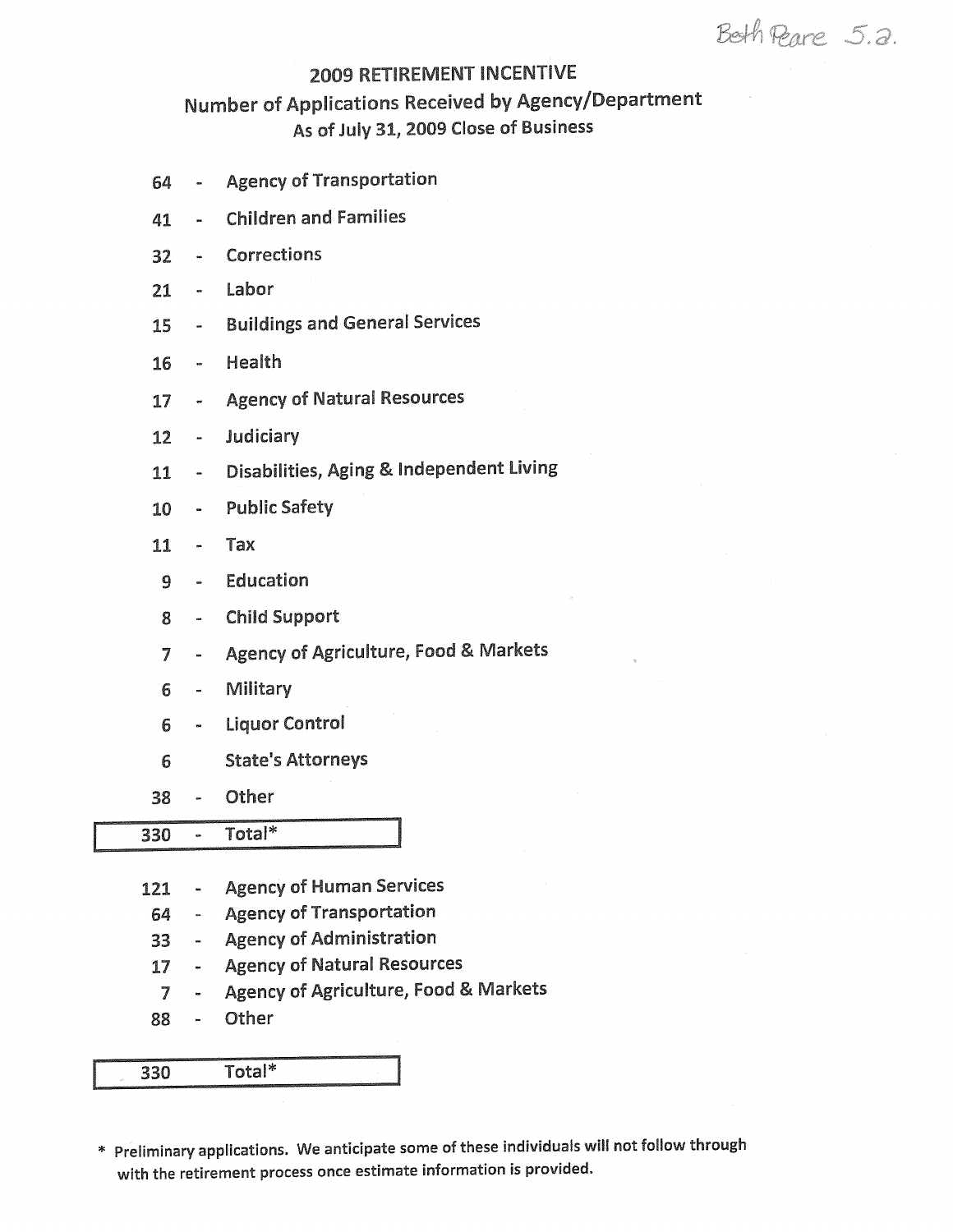Beth Pearce 5.a.

# 2009 RETIREMENT INCENTIVE

## Number of Applications Received by Agency/Department

### As of July 31, 2009 Close of Business

| Number | Agency/Department |
|---|---|
| 64 | Agency of Transportation |
| 41 | Children and Families |
| 32 | Corrections |
| 21 | Labor |
| 15 | Buildings and General Services |
| 16 | Health |
| 17 | Agency of Natural Resources |
| 12 | Judiciary |
| 11 | Disabilities, Aging & Independent Living |
| 10 | Public Safety |
| 11 | Tax |
| 9 | Education |
| 8 | Child Support |
| 7 | Agency of Agriculture, Food & Markets |
| 6 | Military |
| 6 | Liquor Control |
| 6 | State's Attorneys |
| 38 | Other |
| **330** | **Total*** |

| Number | Agency |
|---|---|
| 121 | Agency of Human Services |
| 64 | Agency of Transportation |
| 33 | Agency of Administration |
| 17 | Agency of Natural Resources |
| 7 | Agency of Agriculture, Food & Markets |
| 88 | Other |
| **330** | **Total*** |

\* Preliminary applications. We anticipate some of these individuals will not follow through with the retirement process once estimate information is provided.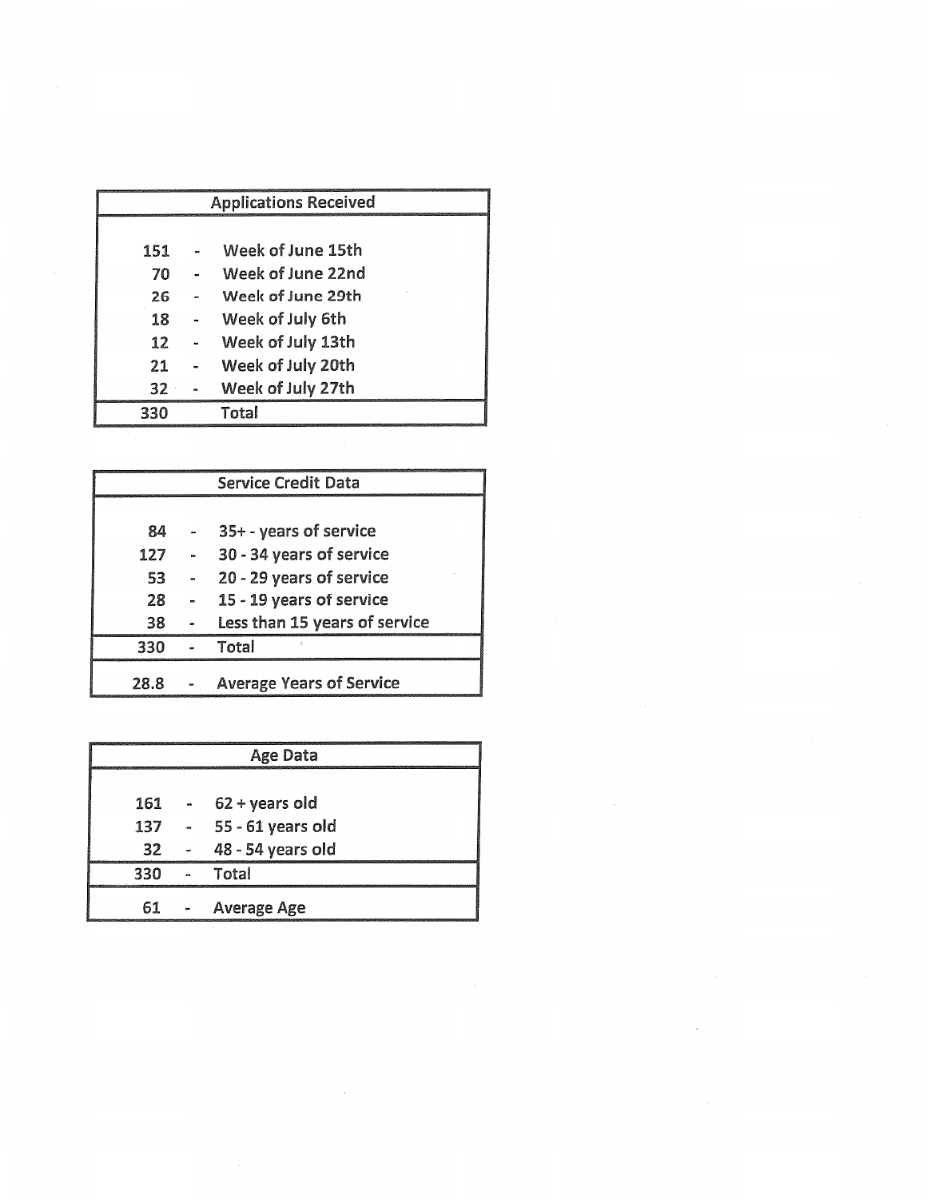| Applications Received | | |
|---|---|---|
| 151 | - | Week of June 15th |
| 70 | - | Week of June 22nd |
| 26 | - | Week of June 29th |
| 18 | - | Week of July 6th |
| 12 | - | Week of July 13th |
| 21 | - | Week of July 20th |
| 32 | - | Week of July 27th |
| 330 | | Total |

| Service Credit Data | | |
|---|---|---|
| 84 | - | 35+ - years of service |
| 127 | - | 30 - 34 years of service |
| 53 | - | 20 - 29 years of service |
| 28 | - | 15 - 19 years of service |
| 38 | - | Less than 15 years of service |
| 330 | - | Total |
| 28.8 | - | Average Years of Service |

| Age Data | | |
|---|---|---|
| 161 | - | 62 + years old |
| 137 | - | 55 - 61 years old |
| 32 | - | 48 - 54 years old |
| 330 | - | Total |
| 61 | - | Average Age |